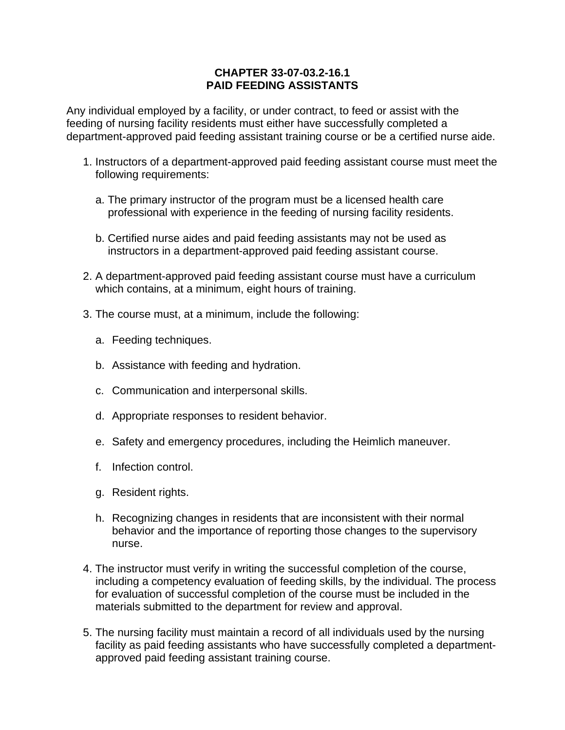# CHAPTER 33-07-03.2-16.1
# PAID FEEDING ASSISTANTS

Any individual employed by a facility, or under contract, to feed or assist with the feeding of nursing facility residents must either have successfully completed a department-approved paid feeding assistant training course or be a certified nurse aide.

1. Instructors of a department-approved paid feeding assistant course must meet the following requirements:

   a. The primary instructor of the program must be a licensed health care professional with experience in the feeding of nursing facility residents.

   b. Certified nurse aides and paid feeding assistants may not be used as instructors in a department-approved paid feeding assistant course.

2. A department-approved paid feeding assistant course must have a curriculum which contains, at a minimum, eight hours of training.

3. The course must, at a minimum, include the following:

   a. Feeding techniques.

   b. Assistance with feeding and hydration.

   c. Communication and interpersonal skills.

   d. Appropriate responses to resident behavior.

   e. Safety and emergency procedures, including the Heimlich maneuver.

   f. Infection control.

   g. Resident rights.

   h. Recognizing changes in residents that are inconsistent with their normal behavior and the importance of reporting those changes to the supervisory nurse.

4. The instructor must verify in writing the successful completion of the course, including a competency evaluation of feeding skills, by the individual. The process for evaluation of successful completion of the course must be included in the materials submitted to the department for review and approval.

5. The nursing facility must maintain a record of all individuals used by the nursing facility as paid feeding assistants who have successfully completed a department-approved paid feeding assistant training course.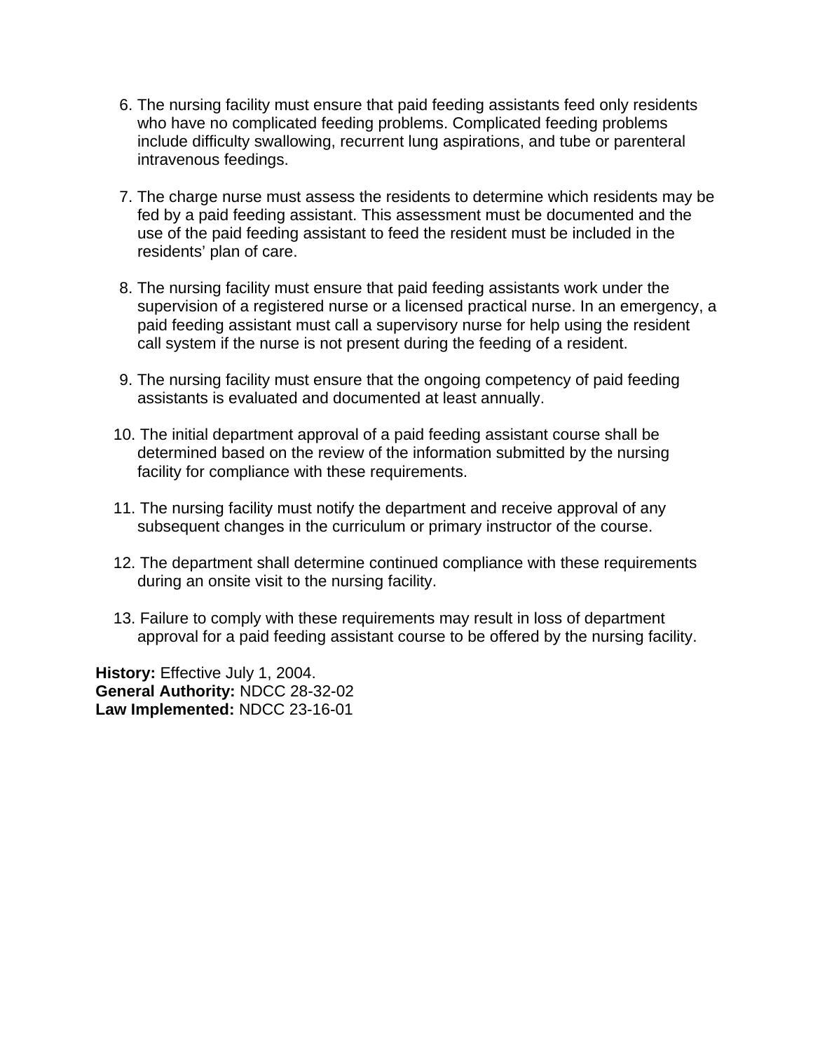6. The nursing facility must ensure that paid feeding assistants feed only residents who have no complicated feeding problems. Complicated feeding problems include difficulty swallowing, recurrent lung aspirations, and tube or parenteral intravenous feedings.

7. The charge nurse must assess the residents to determine which residents may be fed by a paid feeding assistant. This assessment must be documented and the use of the paid feeding assistant to feed the resident must be included in the residents' plan of care.

8. The nursing facility must ensure that paid feeding assistants work under the supervision of a registered nurse or a licensed practical nurse. In an emergency, a paid feeding assistant must call a supervisory nurse for help using the resident call system if the nurse is not present during the feeding of a resident.

9. The nursing facility must ensure that the ongoing competency of paid feeding assistants is evaluated and documented at least annually.

10. The initial department approval of a paid feeding assistant course shall be determined based on the review of the information submitted by the nursing facility for compliance with these requirements.

11. The nursing facility must notify the department and receive approval of any subsequent changes in the curriculum or primary instructor of the course.

12. The department shall determine continued compliance with these requirements during an onsite visit to the nursing facility.

13. Failure to comply with these requirements may result in loss of department approval for a paid feeding assistant course to be offered by the nursing facility.

**History:** Effective July 1, 2004.
**General Authority:** NDCC 28-32-02
**Law Implemented:** NDCC 23-16-01